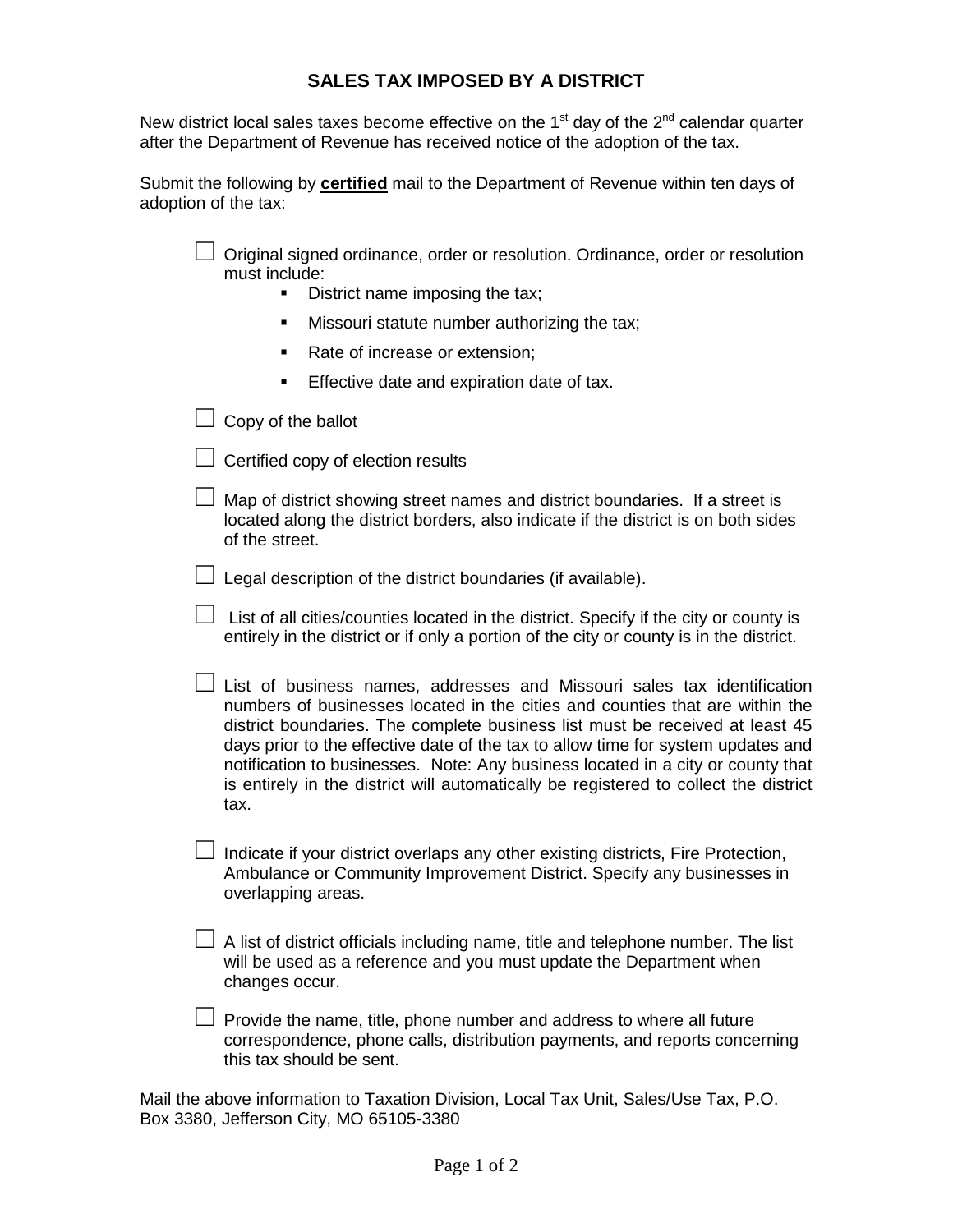# SALES TAX IMPOSED BY A DISTRICT

New district local sales taxes become effective on the 1st day of the 2nd calendar quarter after the Department of Revenue has received notice of the adoption of the tax.

Submit the following by **certified** mail to the Department of Revenue within ten days of adoption of the tax:

- ☐ Original signed ordinance, order or resolution. Ordinance, order or resolution must include:
  - District name imposing the tax;
  - Missouri statute number authorizing the tax;
  - Rate of increase or extension;
  - Effective date and expiration date of tax.
- ☐ Copy of the ballot
- ☐ Certified copy of election results
- ☐ Map of district showing street names and district boundaries. If a street is located along the district borders, also indicate if the district is on both sides of the street.
- ☐ Legal description of the district boundaries (if available).
- ☐ List of all cities/counties located in the district. Specify if the city or county is entirely in the district or if only a portion of the city or county is in the district.
- ☐ List of business names, addresses and Missouri sales tax identification numbers of businesses located in the cities and counties that are within the district boundaries. The complete business list must be received at least 45 days prior to the effective date of the tax to allow time for system updates and notification to businesses. Note: Any business located in a city or county that is entirely in the district will automatically be registered to collect the district tax.
- ☐ Indicate if your district overlaps any other existing districts, Fire Protection, Ambulance or Community Improvement District. Specify any businesses in overlapping areas.
- ☐ A list of district officials including name, title and telephone number. The list will be used as a reference and you must update the Department when changes occur.
- ☐ Provide the name, title, phone number and address to where all future correspondence, phone calls, distribution payments, and reports concerning this tax should be sent.

Mail the above information to Taxation Division, Local Tax Unit, Sales/Use Tax, P.O. Box 3380, Jefferson City, MO 65105-3380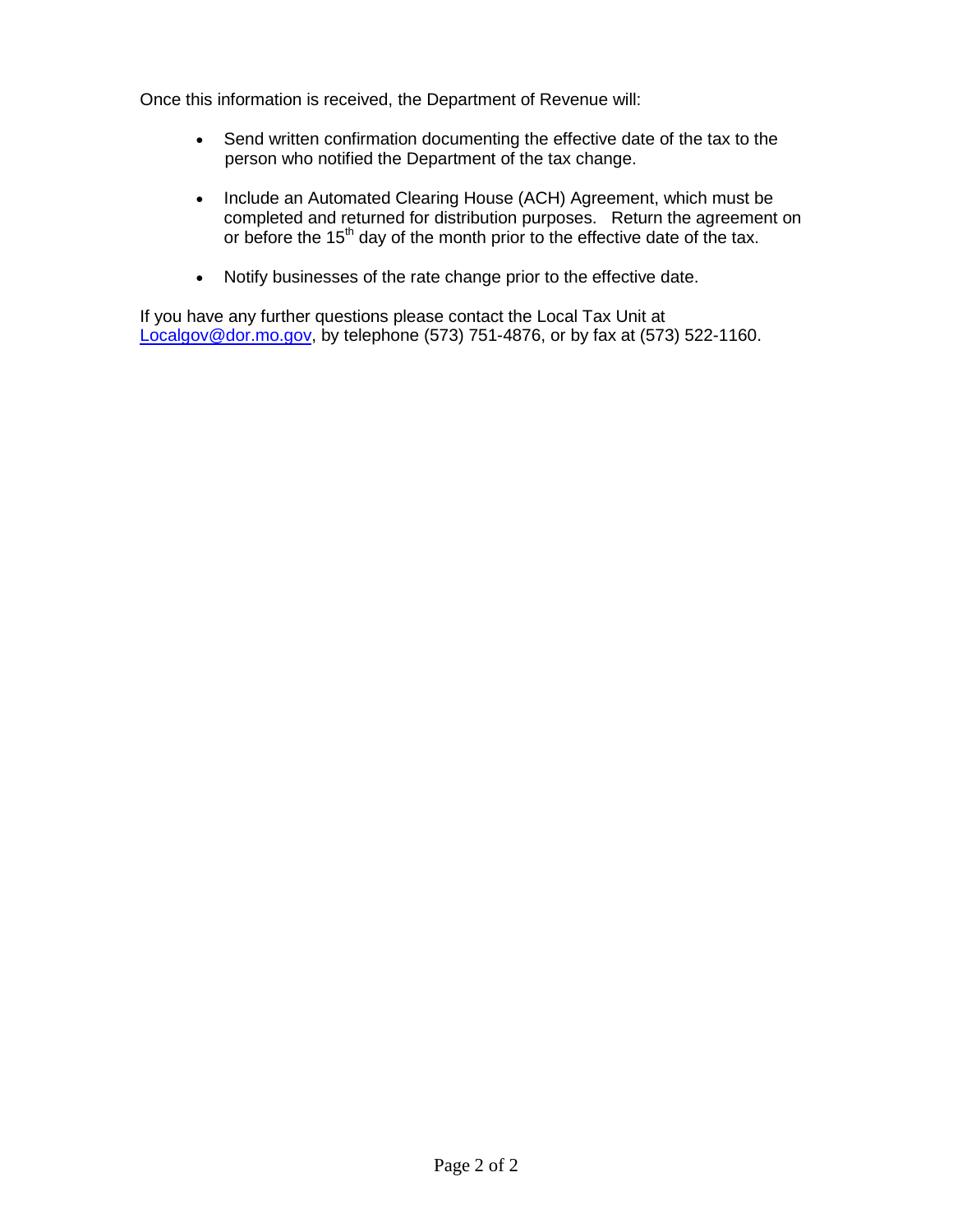Once this information is received, the Department of Revenue will:

- Send written confirmation documenting the effective date of the tax to the person who notified the Department of the tax change.
- Include an Automated Clearing House (ACH) Agreement, which must be completed and returned for distribution purposes. Return the agreement on or before the 15th day of the month prior to the effective date of the tax.
- Notify businesses of the rate change prior to the effective date.

If you have any further questions please contact the Local Tax Unit at Localgov@dor.mo.gov, by telephone (573) 751-4876, or by fax at (573) 522-1160.